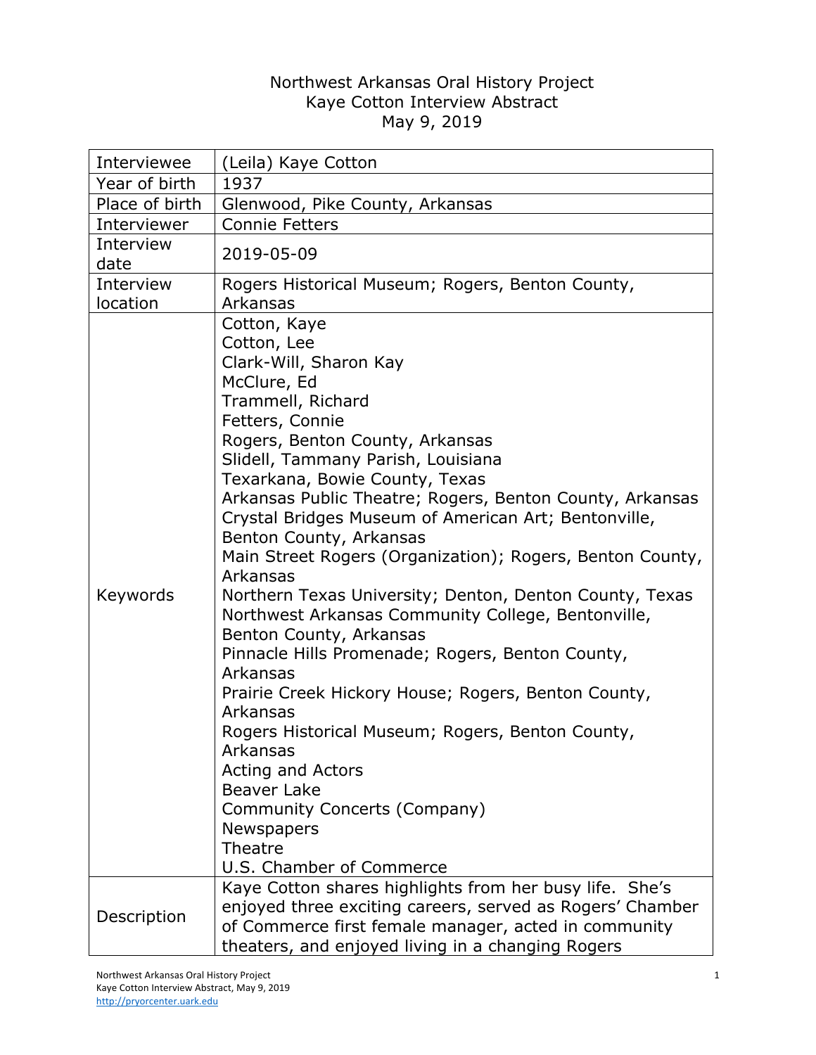# Northwest Arkansas Oral History Project
## Kaye Cotton Interview Abstract
### May 9, 2019

| | |
|---|---|
| Interviewee | (Leila) Kaye Cotton |
| Year of birth | 1937 |
| Place of birth | Glenwood, Pike County, Arkansas |
| Interviewer | Connie Fetters |
| Interview date | 2019-05-09 |
| Interview location | Rogers Historical Museum; Rogers, Benton County, Arkansas |
| Keywords | Cotton, Kaye<br>Cotton, Lee<br>Clark-Will, Sharon Kay<br>McClure, Ed<br>Trammell, Richard<br>Fetters, Connie<br>Rogers, Benton County, Arkansas<br>Slidell, Tammany Parish, Louisiana<br>Texarkana, Bowie County, Texas<br>Arkansas Public Theatre; Rogers, Benton County, Arkansas<br>Crystal Bridges Museum of American Art; Bentonville, Benton County, Arkansas<br>Main Street Rogers (Organization); Rogers, Benton County, Arkansas<br>Northern Texas University; Denton, Denton County, Texas<br>Northwest Arkansas Community College, Bentonville, Benton County, Arkansas<br>Pinnacle Hills Promenade; Rogers, Benton County, Arkansas<br>Prairie Creek Hickory House; Rogers, Benton County, Arkansas<br>Rogers Historical Museum; Rogers, Benton County, Arkansas<br>Acting and Actors<br>Beaver Lake<br>Community Concerts (Company)<br>Newspapers<br>Theatre<br>U.S. Chamber of Commerce |
| Description | Kaye Cotton shares highlights from her busy life. She's enjoyed three exciting careers, served as Rogers' Chamber of Commerce first female manager, acted in community theaters, and enjoyed living in a changing Rogers |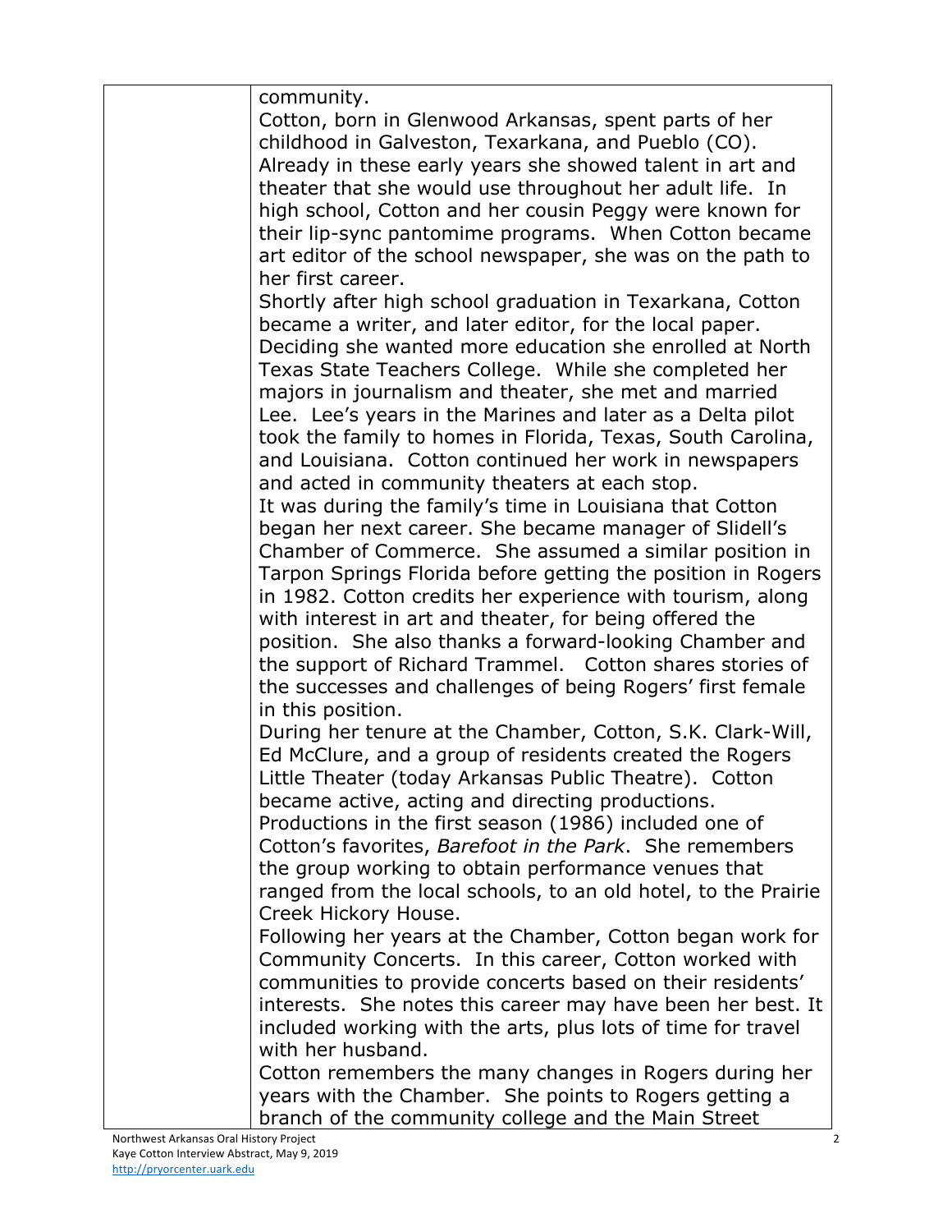community.

Cotton, born in Glenwood Arkansas, spent parts of her childhood in Galveston, Texarkana, and Pueblo (CO). Already in these early years she showed talent in art and theater that she would use throughout her adult life. In high school, Cotton and her cousin Peggy were known for their lip-sync pantomime programs. When Cotton became art editor of the school newspaper, she was on the path to her first career.

Shortly after high school graduation in Texarkana, Cotton became a writer, and later editor, for the local paper. Deciding she wanted more education she enrolled at North Texas State Teachers College. While she completed her majors in journalism and theater, she met and married Lee. Lee's years in the Marines and later as a Delta pilot took the family to homes in Florida, Texas, South Carolina, and Louisiana. Cotton continued her work in newspapers and acted in community theaters at each stop.

It was during the family's time in Louisiana that Cotton began her next career. She became manager of Slidell's Chamber of Commerce. She assumed a similar position in Tarpon Springs Florida before getting the position in Rogers in 1982. Cotton credits her experience with tourism, along with interest in art and theater, for being offered the position. She also thanks a forward-looking Chamber and the support of Richard Trammel. Cotton shares stories of the successes and challenges of being Rogers' first female in this position.

During her tenure at the Chamber, Cotton, S.K. Clark-Will, Ed McClure, and a group of residents created the Rogers Little Theater (today Arkansas Public Theatre). Cotton became active, acting and directing productions. Productions in the first season (1986) included one of Cotton's favorites, *Barefoot in the Park*. She remembers the group working to obtain performance venues that ranged from the local schools, to an old hotel, to the Prairie Creek Hickory House.

Following her years at the Chamber, Cotton began work for Community Concerts. In this career, Cotton worked with communities to provide concerts based on their residents' interests. She notes this career may have been her best. It included working with the arts, plus lots of time for travel with her husband.

Cotton remembers the many changes in Rogers during her years with the Chamber. She points to Rogers getting a branch of the community college and the Main Street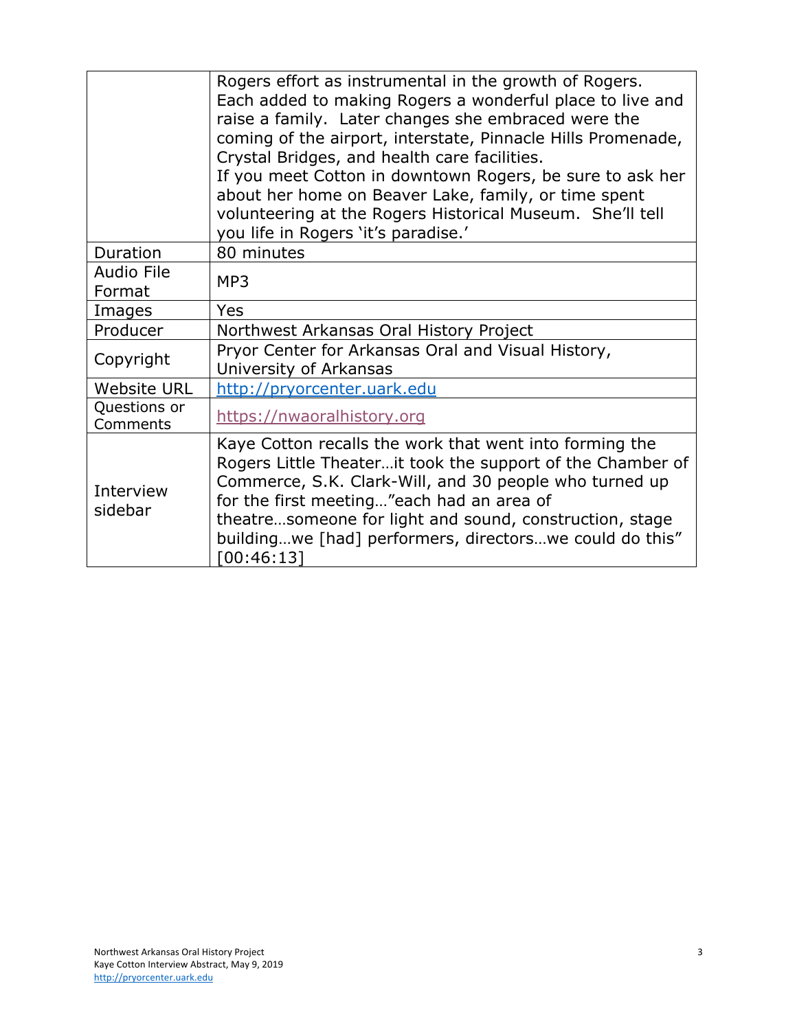| | |
|---|---|
| | Rogers effort as instrumental in the growth of Rogers. Each added to making Rogers a wonderful place to live and raise a family. Later changes she embraced were the coming of the airport, interstate, Pinnacle Hills Promenade, Crystal Bridges, and health care facilities.<br>If you meet Cotton in downtown Rogers, be sure to ask her about her home on Beaver Lake, family, or time spent volunteering at the Rogers Historical Museum. She'll tell you life in Rogers 'it's paradise.' |
| Duration | 80 minutes |
| Audio File Format | MP3 |
| Images | Yes |
| Producer | Northwest Arkansas Oral History Project |
| Copyright | Pryor Center for Arkansas Oral and Visual History, University of Arkansas |
| Website URL | http://pryorcenter.uark.edu |
| Questions or Comments | https://nwaoralhistory.org |
| Interview sidebar | Kaye Cotton recalls the work that went into forming the Rogers Little Theater…it took the support of the Chamber of Commerce, S.K. Clark-Will, and 30 people who turned up for the first meeting…"each had an area of theatre…someone for light and sound, construction, stage building…we [had] performers, directors…we could do this" [00:46:13] |